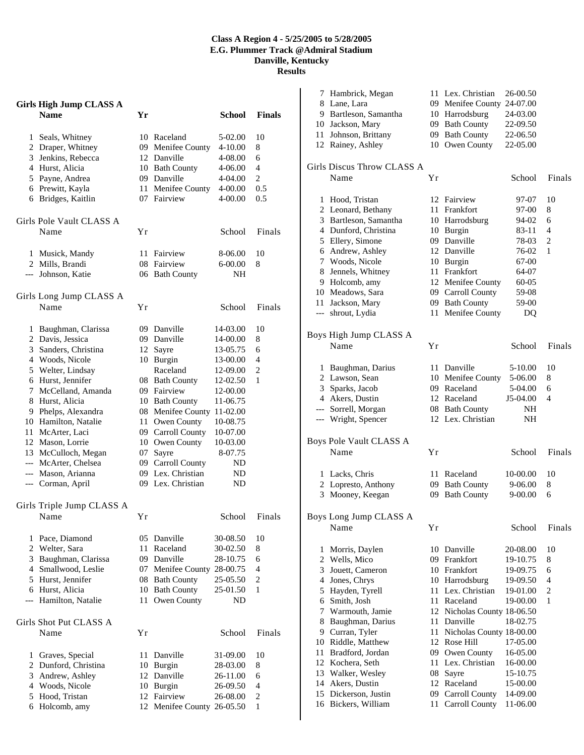**Class A Region 4 - 5/25/2005 to 5/28/2005**
**E.G. Plummer Track @Admiral Stadium**
**Danville, Kentucky**
**Results**

### Girls High Jump CLASS A

| | Name | Yr | School | Finals | |
|---|---|---|---|---|---|
| 1 | Seals, Whitney | 10 | Raceland | 5-02.00 | 10 |
| 2 | Draper, Whitney | 09 | Menifee County | 4-10.00 | 8 |
| 3 | Jenkins, Rebecca | 12 | Danville | 4-08.00 | 6 |
| 4 | Hurst, Alicia | 10 | Bath County | 4-06.00 | 4 |
| 5 | Payne, Andrea | 09 | Danville | 4-04.00 | 2 |
| 6 | Prewitt, Kayla | 11 | Menifee County | 4-00.00 | 0.5 |
| 6 | Bridges, Kaitlin | 07 | Fairview | 4-00.00 | 0.5 |

### Girls Pole Vault CLASS A

| | Name | Yr | School | Finals | |
|---|---|---|---|---|---|
| 1 | Musick, Mandy | 11 | Fairview | 8-06.00 | 10 |
| 2 | Mills, Brandi | 08 | Fairview | 6-00.00 | 8 |
| --- | Johnson, Katie | 06 | Bath County | NH | |

### Girls Long Jump CLASS A

| | Name | Yr | School | Finals | |
|---|---|---|---|---|---|
| 1 | Baughman, Clarissa | 09 | Danville | 14-03.00 | 10 |
| 2 | Davis, Jessica | 09 | Danville | 14-00.00 | 8 |
| 3 | Sanders, Christina | 12 | Sayre | 13-05.75 | 6 |
| 4 | Woods, Nicole | 10 | Burgin | 13-00.00 | 4 |
| 5 | Welter, Lindsay | | Raceland | 12-09.00 | 2 |
| 6 | Hurst, Jennifer | 08 | Bath County | 12-02.50 | 1 |
| 7 | McCelland, Amanda | 09 | Fairview | 12-00.00 | |
| 8 | Hurst, Alicia | 10 | Bath County | 11-06.75 | |
| 9 | Phelps, Alexandra | 08 | Menifee County | 11-02.00 | |
| 10 | Hamilton, Natalie | 11 | Owen County | 10-08.75 | |
| 11 | McArter, Laci | 09 | Carroll County | 10-07.00 | |
| 12 | Mason, Lorrie | 10 | Owen County | 10-03.00 | |
| 13 | McCulloch, Megan | 07 | Sayre | 8-07.75 | |
| --- | McArter, Chelsea | 09 | Carroll County | ND | |
| --- | Mason, Arianna | 09 | Lex. Christian | ND | |
| --- | Corman, April | 09 | Lex. Christian | ND | |

### Girls Triple Jump CLASS A

| | Name | Yr | School | Finals | |
|---|---|---|---|---|---|
| 1 | Pace, Diamond | 05 | Danville | 30-08.50 | 10 |
| 2 | Welter, Sara | 11 | Raceland | 30-02.50 | 8 |
| 3 | Baughman, Clarissa | 09 | Danville | 28-10.75 | 6 |
| 4 | Smallwood, Leslie | 07 | Menifee County | 28-00.75 | 4 |
| 5 | Hurst, Jennifer | 08 | Bath County | 25-05.50 | 2 |
| 6 | Hurst, Alicia | 10 | Bath County | 25-01.50 | 1 |
| --- | Hamilton, Natalie | 11 | Owen County | ND | |

### Girls Shot Put CLASS A

| | Name | Yr | School | Finals | |
|---|---|---|---|---|---|
| 1 | Graves, Special | 11 | Danville | 31-09.00 | 10 |
| 2 | Dunford, Christina | 10 | Burgin | 28-03.00 | 8 |
| 3 | Andrew, Ashley | 12 | Danville | 26-11.00 | 6 |
| 4 | Woods, Nicole | 10 | Burgin | 26-09.50 | 4 |
| 5 | Hood, Tristan | 12 | Fairview | 26-08.00 | 2 |
| 6 | Holcomb, amy | 12 | Menifee County | 26-05.50 | 1 |
| 7 | Hambrick, Megan | 11 | Lex. Christian | 26-00.50 | |
| 8 | Lane, Lara | 09 | Menifee County | 24-07.00 | |
| 9 | Bartleson, Samantha | 10 | Harrodsburg | 24-03.00 | |
| 10 | Jackson, Mary | 09 | Bath County | 22-09.50 | |
| 11 | Johnson, Brittany | 09 | Bath County | 22-06.50 | |
| 12 | Rainey, Ashley | 10 | Owen County | 22-05.00 | |

### Girls Discus Throw CLASS A

| | Name | Yr | School | Finals | |
|---|---|---|---|---|---|
| 1 | Hood, Tristan | 12 | Fairview | 97-07 | 10 |
| 2 | Leonard, Bethany | 11 | Frankfort | 97-00 | 8 |
| 3 | Bartleson, Samantha | 10 | Harrodsburg | 94-02 | 6 |
| 4 | Dunford, Christina | 10 | Burgin | 83-11 | 4 |
| 5 | Ellery, Simone | 09 | Danville | 78-03 | 2 |
| 6 | Andrew, Ashley | 12 | Danville | 76-02 | 1 |
| 7 | Woods, Nicole | 10 | Burgin | 67-00 | |
| 8 | Jennels, Whitney | 11 | Frankfort | 64-07 | |
| 9 | Holcomb, amy | 12 | Menifee County | 60-05 | |
| 10 | Meadows, Sara | 09 | Carroll County | 59-08 | |
| 11 | Jackson, Mary | 09 | Bath County | 59-00 | |
| --- | shrout, Lydia | 11 | Menifee County | DQ | |

### Boys High Jump CLASS A

| | Name | Yr | School | Finals | |
|---|---|---|---|---|---|
| 1 | Baughman, Darius | 11 | Danville | 5-10.00 | 10 |
| 2 | Lawson, Sean | 10 | Menifee County | 5-06.00 | 8 |
| 3 | Sparks, Jacob | 09 | Raceland | 5-04.00 | 6 |
| 4 | Akers, Dustin | 12 | Raceland | J5-04.00 | 4 |
| --- | Sorrell, Morgan | 08 | Bath County | NH | |
| --- | Wright, Spencer | 12 | Lex. Christian | NH | |

### Boys Pole Vault CLASS A

| | Name | Yr | School | Finals | |
|---|---|---|---|---|---|
| 1 | Lacks, Chris | 11 | Raceland | 10-00.00 | 10 |
| 2 | Lopresto, Anthony | 09 | Bath County | 9-06.00 | 8 |
| 3 | Mooney, Keegan | 09 | Bath County | 9-00.00 | 6 |

### Boys Long Jump CLASS A

| | Name | Yr | School | Finals | |
|---|---|---|---|---|---|
| 1 | Morris, Daylen | 10 | Danville | 20-08.00 | 10 |
| 2 | Wells, Mico | 09 | Frankfort | 19-10.75 | 8 |
| 3 | Jouett, Cameron | 10 | Frankfort | 19-09.75 | 6 |
| 4 | Jones, Chrys | 10 | Harrodsburg | 19-09.50 | 4 |
| 5 | Hayden, Tyrell | 11 | Lex. Christian | 19-01.00 | 2 |
| 6 | Smith, Josh | 11 | Raceland | 19-00.00 | 1 |
| 7 | Warmouth, Jamie | 12 | Nicholas County | 18-06.50 | |
| 8 | Baughman, Darius | 11 | Danville | 18-02.75 | |
| 9 | Curran, Tyler | 11 | Nicholas County | 18-00.00 | |
| 10 | Riddle, Matthew | 12 | Rose Hill | 17-05.00 | |
| 11 | Bradford, Jordan | 09 | Owen County | 16-05.00 | |
| 12 | Kochera, Seth | 11 | Lex. Christian | 16-00.00 | |
| 13 | Walker, Wesley | 08 | Sayre | 15-10.75 | |
| 14 | Akers, Dustin | 12 | Raceland | 15-00.00 | |
| 15 | Dickerson, Justin | 09 | Carroll County | 14-09.00 | |
| 16 | Bickers, William | 11 | Carroll County | 11-06.00 | |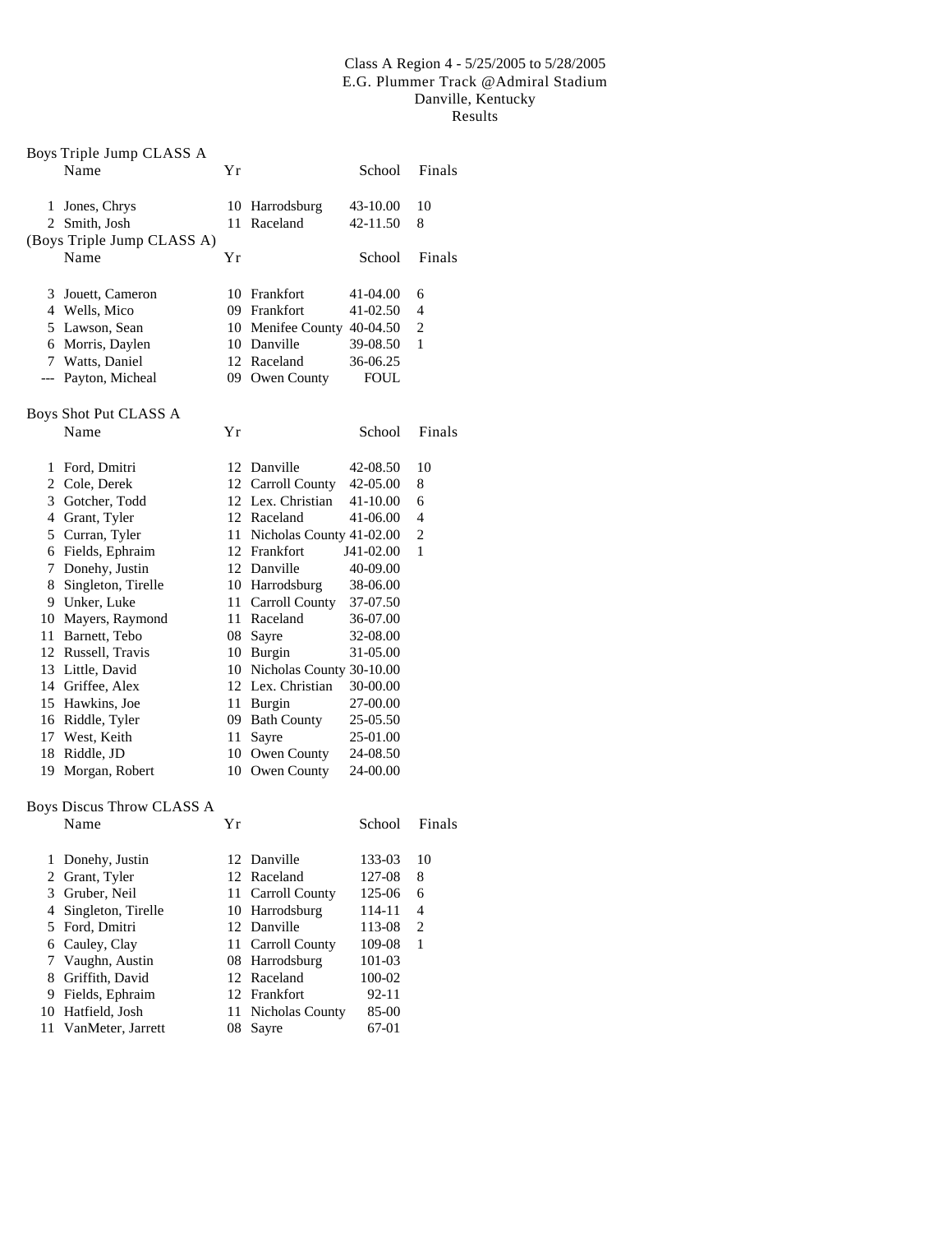Class A Region 4 - 5/25/2005 to 5/28/2005
E.G. Plummer Track @Admiral Stadium
Danville, Kentucky
Results

## Boys Triple Jump CLASS A

| | Name | Yr | School | Finals | |
|---|---|---|---|---|---|
| 1 | Jones, Chrys | 10 | Harrodsburg | 43-10.00 | 10 |
| 2 | Smith, Josh | 11 | Raceland | 42-11.50 | 8 |
| 3 | Jouett, Cameron | 10 | Frankfort | 41-04.00 | 6 |
| 4 | Wells, Mico | 09 | Frankfort | 41-02.50 | 4 |
| 5 | Lawson, Sean | 10 | Menifee County | 40-04.50 | 2 |
| 6 | Morris, Daylen | 10 | Danville | 39-08.50 | 1 |
| 7 | Watts, Daniel | 12 | Raceland | 36-06.25 | |
| --- | Payton, Micheal | 09 | Owen County | FOUL | |

## Boys Shot Put CLASS A

| | Name | Yr | School | Finals | |
|---|---|---|---|---|---|
| 1 | Ford, Dmitri | 12 | Danville | 42-08.50 | 10 |
| 2 | Cole, Derek | 12 | Carroll County | 42-05.00 | 8 |
| 3 | Gotcher, Todd | 12 | Lex. Christian | 41-10.00 | 6 |
| 4 | Grant, Tyler | 12 | Raceland | 41-06.00 | 4 |
| 5 | Curran, Tyler | 11 | Nicholas County | 41-02.00 | 2 |
| 6 | Fields, Ephraim | 12 | Frankfort | J41-02.00 | 1 |
| 7 | Donehy, Justin | 12 | Danville | 40-09.00 | |
| 8 | Singleton, Tirelle | 10 | Harrodsburg | 38-06.00 | |
| 9 | Unker, Luke | 11 | Carroll County | 37-07.50 | |
| 10 | Mayers, Raymond | 11 | Raceland | 36-07.00 | |
| 11 | Barnett, Tebo | 08 | Sayre | 32-08.00 | |
| 12 | Russell, Travis | 10 | Burgin | 31-05.00 | |
| 13 | Little, David | 10 | Nicholas County | 30-10.00 | |
| 14 | Griffee, Alex | 12 | Lex. Christian | 30-00.00 | |
| 15 | Hawkins, Joe | 11 | Burgin | 27-00.00 | |
| 16 | Riddle, Tyler | 09 | Bath County | 25-05.50 | |
| 17 | West, Keith | 11 | Sayre | 25-01.00 | |
| 18 | Riddle, JD | 10 | Owen County | 24-08.50 | |
| 19 | Morgan, Robert | 10 | Owen County | 24-00.00 | |

## Boys Discus Throw CLASS A

| | Name | Yr | School | Finals | |
|---|---|---|---|---|---|
| 1 | Donehy, Justin | 12 | Danville | 133-03 | 10 |
| 2 | Grant, Tyler | 12 | Raceland | 127-08 | 8 |
| 3 | Gruber, Neil | 11 | Carroll County | 125-06 | 6 |
| 4 | Singleton, Tirelle | 10 | Harrodsburg | 114-11 | 4 |
| 5 | Ford, Dmitri | 12 | Danville | 113-08 | 2 |
| 6 | Cauley, Clay | 11 | Carroll County | 109-08 | 1 |
| 7 | Vaughn, Austin | 08 | Harrodsburg | 101-03 | |
| 8 | Griffith, David | 12 | Raceland | 100-02 | |
| 9 | Fields, Ephraim | 12 | Frankfort | 92-11 | |
| 10 | Hatfield, Josh | 11 | Nicholas County | 85-00 | |
| 11 | VanMeter, Jarrett | 08 | Sayre | 67-01 | |